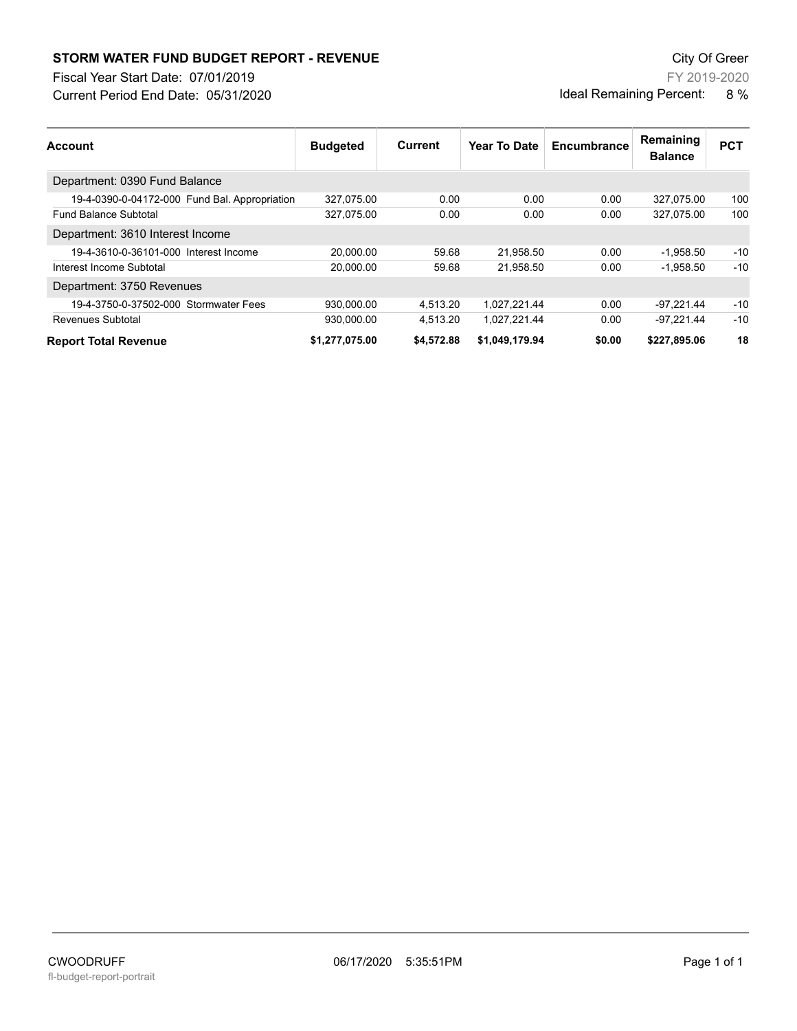# STORM WATER FUND BUDGET REPORT - REVENUE

Fiscal Year Start Date: 07/01/2019

Current Period End Date: 05/31/2020

City Of Greer

FY 2019-2020

Ideal Remaining Percent: 8 %

| Account | Budgeted | Current | Year To Date | Encumbrance | Remaining Balance | PCT |
|---|---|---|---|---|---|---|
| Department: 0390 Fund Balance | | | | | | |
| 19-4-0390-0-04172-000 Fund Bal. Appropriation | 327,075.00 | 0.00 | 0.00 | 0.00 | 327,075.00 | 100 |
| Fund Balance Subtotal | 327,075.00 | 0.00 | 0.00 | 0.00 | 327,075.00 | 100 |
| Department: 3610 Interest Income | | | | | | |
| 19-4-3610-0-36101-000 Interest Income | 20,000.00 | 59.68 | 21,958.50 | 0.00 | -1,958.50 | -10 |
| Interest Income Subtotal | 20,000.00 | 59.68 | 21,958.50 | 0.00 | -1,958.50 | -10 |
| Department: 3750 Revenues | | | | | | |
| 19-4-3750-0-37502-000 Stormwater Fees | 930,000.00 | 4,513.20 | 1,027,221.44 | 0.00 | -97,221.44 | -10 |
| Revenues Subtotal | 930,000.00 | 4,513.20 | 1,027,221.44 | 0.00 | -97,221.44 | -10 |
| **Report Total Revenue** | **$1,277,075.00** | **$4,572.88** | **$1,049,179.94** | **$0.00** | **$227,895.06** | **18** |

CWOODRUFF 06/17/2020 5:35:51PM

fl-budget-report-portrait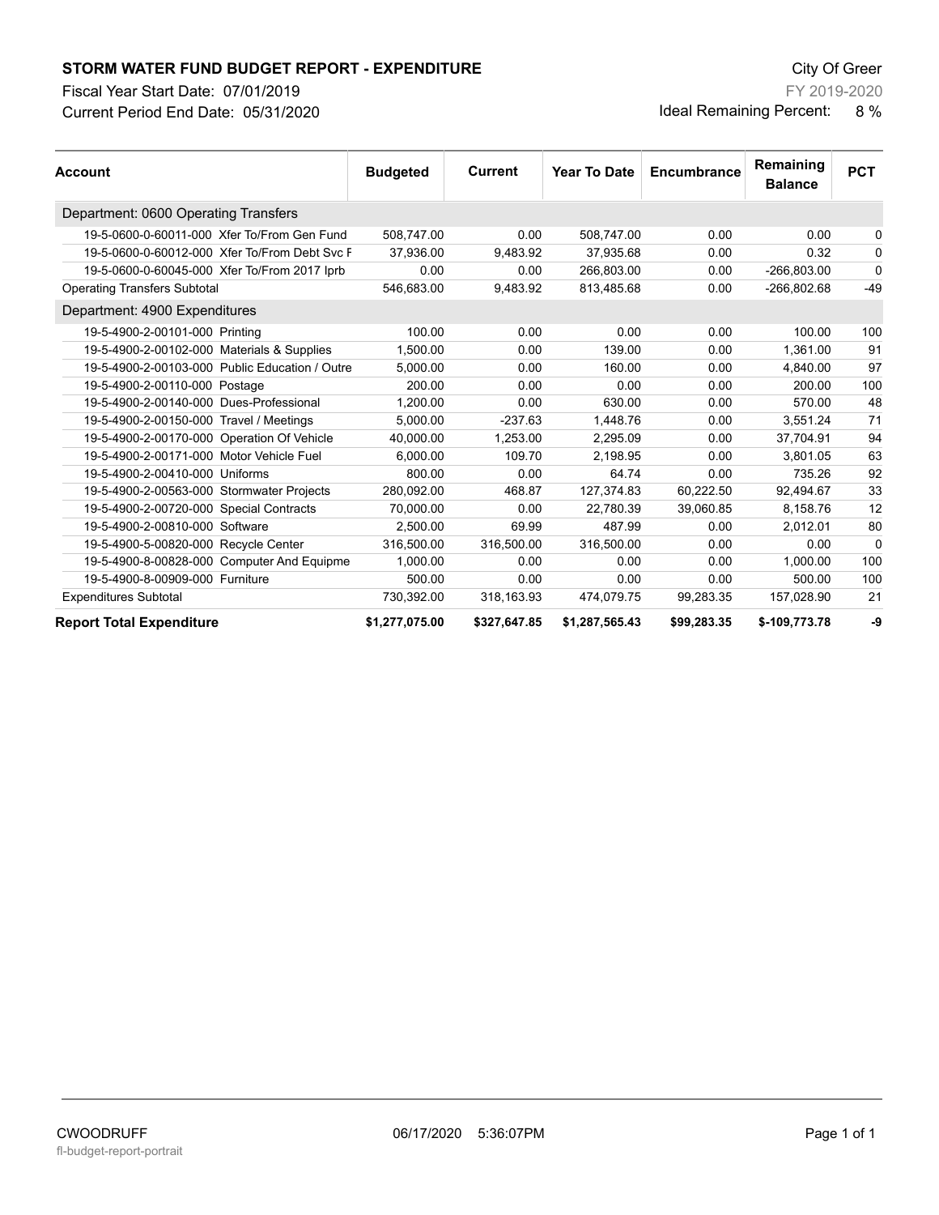# STORM WATER FUND BUDGET REPORT - EXPENDITURE

City Of Greer

Fiscal Year Start Date: 07/01/2019

FY 2019-2020

Current Period End Date: 05/31/2020

Ideal Remaining Percent: 8 %

| Account | Budgeted | Current | Year To Date | Encumbrance | Remaining Balance | PCT |
|---|---|---|---|---|---|---|
| Department: 0600 Operating Transfers | | | | | | |
| 19-5-0600-0-60011-000 Xfer To/From Gen Fund | 508,747.00 | 0.00 | 508,747.00 | 0.00 | 0.00 | 0 |
| 19-5-0600-0-60012-000 Xfer To/From Debt Svc F | 37,936.00 | 9,483.92 | 37,935.68 | 0.00 | 0.32 | 0 |
| 19-5-0600-0-60045-000 Xfer To/From 2017 Iprb | 0.00 | 0.00 | 266,803.00 | 0.00 | -266,803.00 | 0 |
| Operating Transfers Subtotal | 546,683.00 | 9,483.92 | 813,485.68 | 0.00 | -266,802.68 | -49 |
| Department: 4900 Expenditures | | | | | | |
| 19-5-4900-2-00101-000 Printing | 100.00 | 0.00 | 0.00 | 0.00 | 100.00 | 100 |
| 19-5-4900-2-00102-000 Materials & Supplies | 1,500.00 | 0.00 | 139.00 | 0.00 | 1,361.00 | 91 |
| 19-5-4900-2-00103-000 Public Education / Outre | 5,000.00 | 0.00 | 160.00 | 0.00 | 4,840.00 | 97 |
| 19-5-4900-2-00110-000 Postage | 200.00 | 0.00 | 0.00 | 0.00 | 200.00 | 100 |
| 19-5-4900-2-00140-000 Dues-Professional | 1,200.00 | 0.00 | 630.00 | 0.00 | 570.00 | 48 |
| 19-5-4900-2-00150-000 Travel / Meetings | 5,000.00 | -237.63 | 1,448.76 | 0.00 | 3,551.24 | 71 |
| 19-5-4900-2-00170-000 Operation Of Vehicle | 40,000.00 | 1,253.00 | 2,295.09 | 0.00 | 37,704.91 | 94 |
| 19-5-4900-2-00171-000 Motor Vehicle Fuel | 6,000.00 | 109.70 | 2,198.95 | 0.00 | 3,801.05 | 63 |
| 19-5-4900-2-00410-000 Uniforms | 800.00 | 0.00 | 64.74 | 0.00 | 735.26 | 92 |
| 19-5-4900-2-00563-000 Stormwater Projects | 280,092.00 | 468.87 | 127,374.83 | 60,222.50 | 92,494.67 | 33 |
| 19-5-4900-2-00720-000 Special Contracts | 70,000.00 | 0.00 | 22,780.39 | 39,060.85 | 8,158.76 | 12 |
| 19-5-4900-2-00810-000 Software | 2,500.00 | 69.99 | 487.99 | 0.00 | 2,012.01 | 80 |
| 19-5-4900-5-00820-000 Recycle Center | 316,500.00 | 316,500.00 | 316,500.00 | 0.00 | 0.00 | 0 |
| 19-5-4900-8-00828-000 Computer And Equipme | 1,000.00 | 0.00 | 0.00 | 0.00 | 1,000.00 | 100 |
| 19-5-4900-8-00909-000 Furniture | 500.00 | 0.00 | 0.00 | 0.00 | 500.00 | 100 |
| Expenditures Subtotal | 730,392.00 | 318,163.93 | 474,079.75 | 99,283.35 | 157,028.90 | 21 |
| **Report Total Expenditure** | **$1,277,075.00** | **$327,647.85** | **$1,287,565.43** | **$99,283.35** | **$-109,773.78** | **-9** |

CWOODRUFF 06/17/2020 5:36:07PM

fl-budget-report-portrait